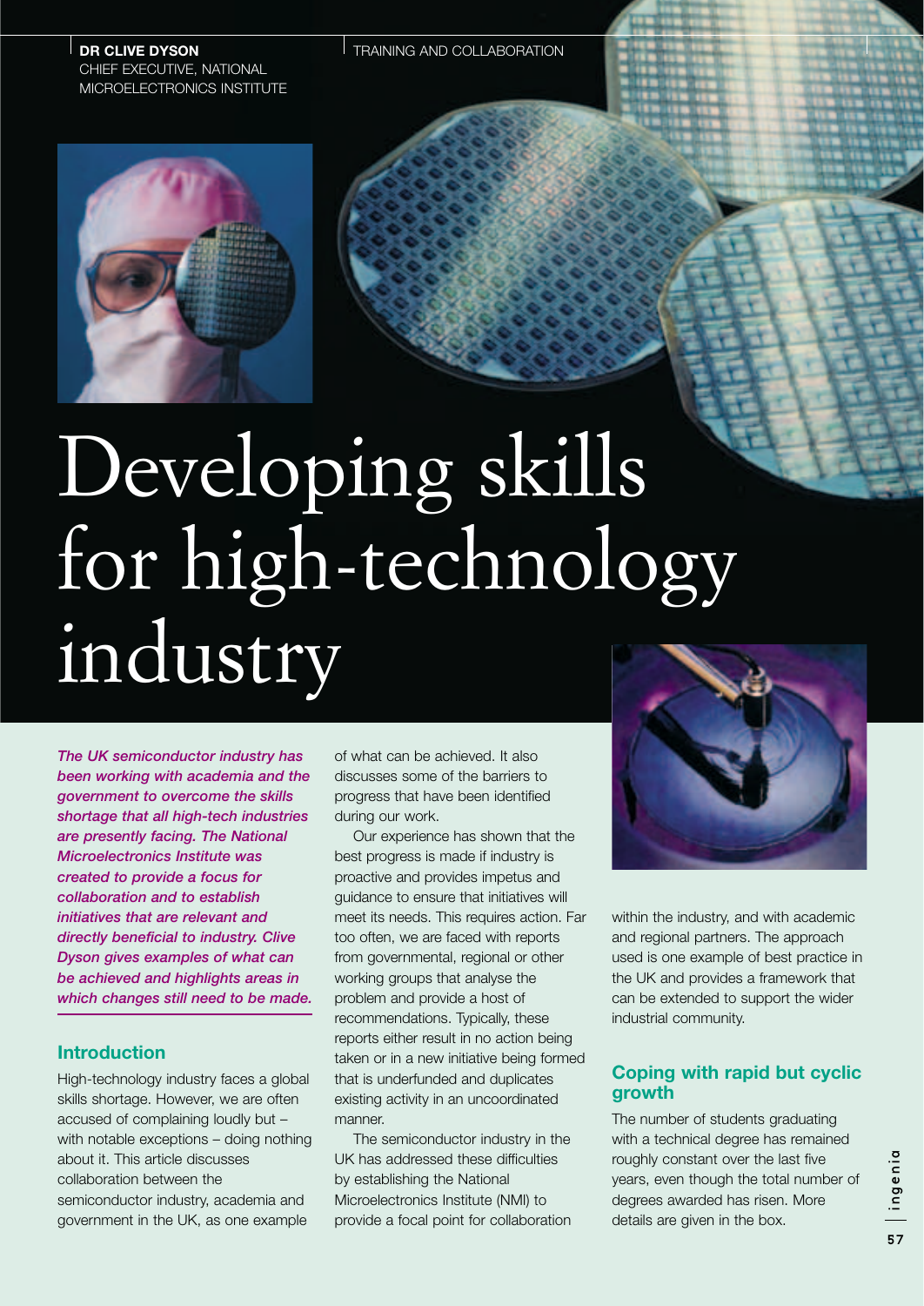**DR CLIVE DYSON**
CHIEF EXECUTIVE, NATIONAL MICROELECTRONICS INSTITUTE

TRAINING AND COLLABORATION

# Developing skills for high-technology industry

*The UK semiconductor industry has been working with academia and the government to overcome the skills shortage that all high-tech industries are presently facing. The National Microelectronics Institute was created to provide a focus for collaboration and to establish initiatives that are relevant and directly beneficial to industry. Clive Dyson gives examples of what can be achieved and highlights areas in which changes still need to be made.*

## Introduction

High-technology industry faces a global skills shortage. However, we are often accused of complaining loudly but – with notable exceptions – doing nothing about it. This article discusses collaboration between the semiconductor industry, academia and government in the UK, as one example of what can be achieved. It also discusses some of the barriers to progress that have been identified during our work.

Our experience has shown that the best progress is made if industry is proactive and provides impetus and guidance to ensure that initiatives will meet its needs. This requires action. Far too often, we are faced with reports from governmental, regional or other working groups that analyse the problem and provide a host of recommendations. Typically, these reports either result in no action being taken or in a new initiative being formed that is underfunded and duplicates existing activity in an uncoordinated manner.

The semiconductor industry in the UK has addressed these difficulties by establishing the National Microelectronics Institute (NMI) to provide a focal point for collaboration within the industry, and with academic and regional partners. The approach used is one example of best practice in the UK and provides a framework that can be extended to support the wider industrial community.

## Coping with rapid but cyclic growth

The number of students graduating with a technical degree has remained roughly constant over the last five years, even though the total number of degrees awarded has risen. More details are given in the box.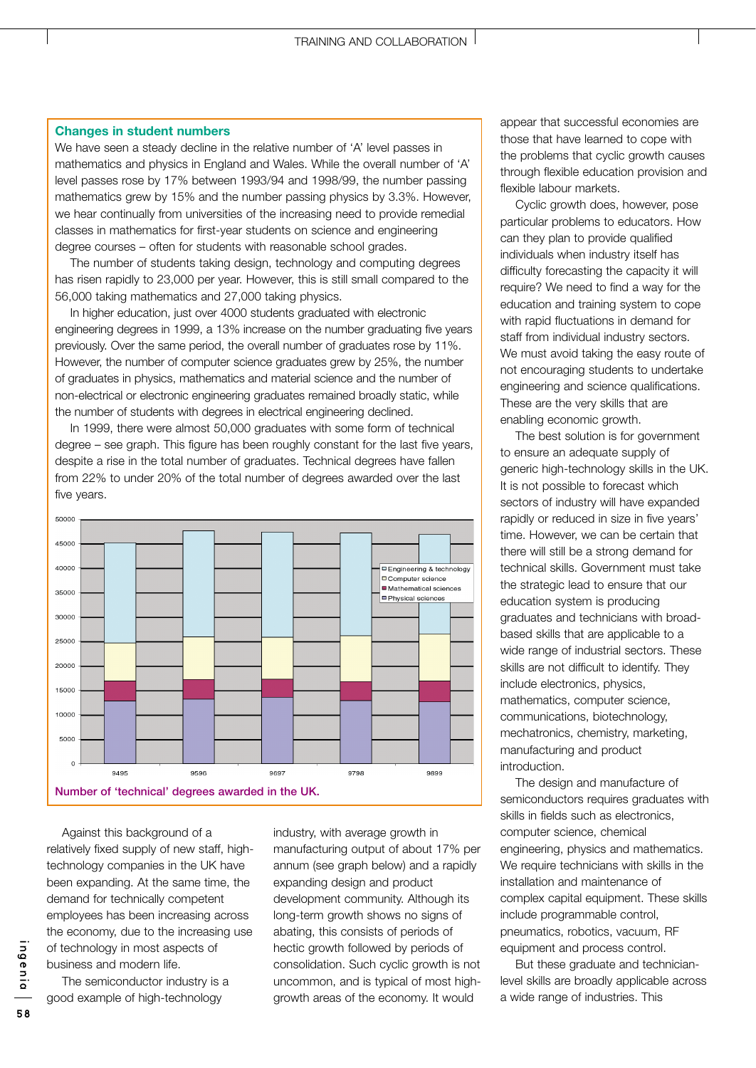## Changes in student numbers

We have seen a steady decline in the relative number of 'A' level passes in mathematics and physics in England and Wales. While the overall number of 'A' level passes rose by 17% between 1993/94 and 1998/99, the number passing mathematics grew by 15% and the number passing physics by 3.3%. However, we hear continually from universities of the increasing need to provide remedial classes in mathematics for first-year students on science and engineering degree courses – often for students with reasonable school grades.

The number of students taking design, technology and computing degrees has risen rapidly to 23,000 per year. However, this is still small compared to the 56,000 taking mathematics and 27,000 taking physics.

In higher education, just over 4000 students graduated with electronic engineering degrees in 1999, a 13% increase on the number graduating five years previously. Over the same period, the overall number of graduates rose by 11%. However, the number of computer science graduates grew by 25%, the number of graduates in physics, mathematics and material science and the number of non-electrical or electronic engineering graduates remained broadly static, while the number of students with degrees in electrical engineering declined.

In 1999, there were almost 50,000 graduates with some form of technical degree – see graph. This figure has been roughly constant for the last five years, despite a rise in the total number of graduates. Technical degrees have fallen from 22% to under 20% of the total number of degrees awarded over the last five years.

Number of 'technical' degrees awarded in the UK.

Against this background of a relatively fixed supply of new staff, high-technology companies in the UK have been expanding. At the same time, the demand for technically competent employees has been increasing across the economy, due to the increasing use of technology in most aspects of business and modern life.

The semiconductor industry is a good example of high-technology industry, with average growth in manufacturing output of about 17% per annum (see graph below) and a rapidly expanding design and product development community. Although its long-term growth shows no signs of abating, this consists of periods of hectic growth followed by periods of consolidation. Such cyclic growth is not uncommon, and is typical of most high-growth areas of the economy. It would appear that successful economies are those that have learned to cope with the problems that cyclic growth causes through flexible education provision and flexible labour markets.

Cyclic growth does, however, pose particular problems to educators. How can they plan to provide qualified individuals when industry itself has difficulty forecasting the capacity it will require? We need to find a way for the education and training system to cope with rapid fluctuations in demand for staff from individual industry sectors. We must avoid taking the easy route of not encouraging students to undertake engineering and science qualifications. These are the very skills that are enabling economic growth.

The best solution is for government to ensure an adequate supply of generic high-technology skills in the UK. It is not possible to forecast which sectors of industry will have expanded rapidly or reduced in size in five years' time. However, we can be certain that there will still be a strong demand for technical skills. Government must take the strategic lead to ensure that our education system is producing graduates and technicians with broad-based skills that are applicable to a wide range of industrial sectors. These skills are not difficult to identify. They include electronics, physics, mathematics, computer science, communications, biotechnology, mechatronics, chemistry, marketing, manufacturing and product introduction.

The design and manufacture of semiconductors requires graduates with skills in fields such as electronics, computer science, chemical engineering, physics and mathematics. We require technicians with skills in the installation and maintenance of complex capital equipment. These skills include programmable control, pneumatics, robotics, vacuum, RF equipment and process control.

But these graduate and technician-level skills are broadly applicable across a wide range of industries. This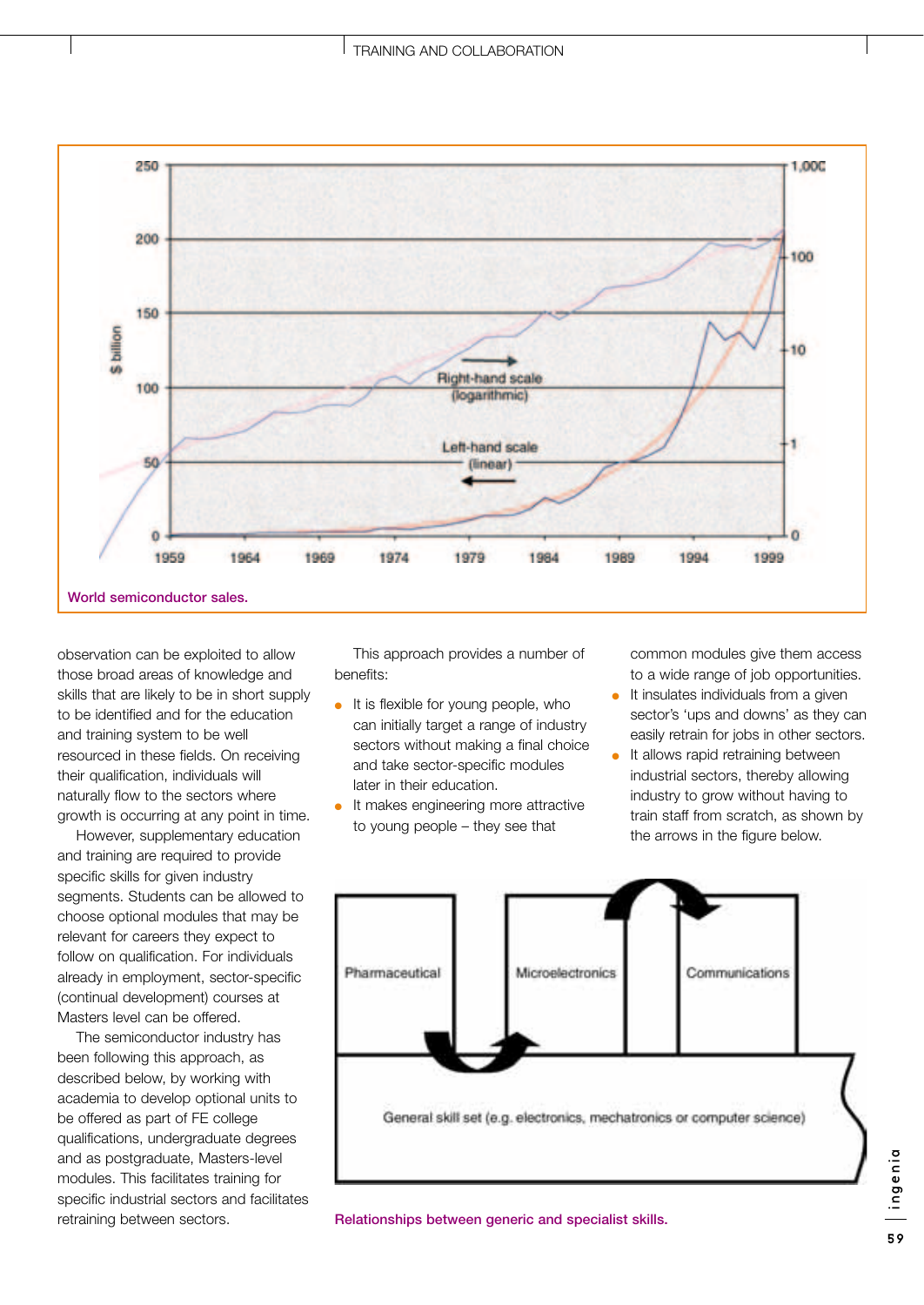World semiconductor sales.

observation can be exploited to allow those broad areas of knowledge and skills that are likely to be in short supply to be identified and for the education and training system to be well resourced in these fields. On receiving their qualification, individuals will naturally flow to the sectors where growth is occurring at any point in time.

However, supplementary education and training are required to provide specific skills for given industry segments. Students can be allowed to choose optional modules that may be relevant for careers they expect to follow on qualification. For individuals already in employment, sector-specific (continual development) courses at Masters level can be offered.

The semiconductor industry has been following this approach, as described below, by working with academia to develop optional units to be offered as part of FE college qualifications, undergraduate degrees and as postgraduate, Masters-level modules. This facilitates training for specific industrial sectors and facilitates retraining between sectors.

This approach provides a number of benefits:

- It is flexible for young people, who can initially target a range of industry sectors without making a final choice and take sector-specific modules later in their education.
- It makes engineering more attractive to young people – they see that common modules give them access to a wide range of job opportunities.
- It insulates individuals from a given sector's 'ups and downs' as they can easily retrain for jobs in other sectors.
- It allows rapid retraining between industrial sectors, thereby allowing industry to grow without having to train staff from scratch, as shown by the arrows in the figure below.

Relationships between generic and specialist skills.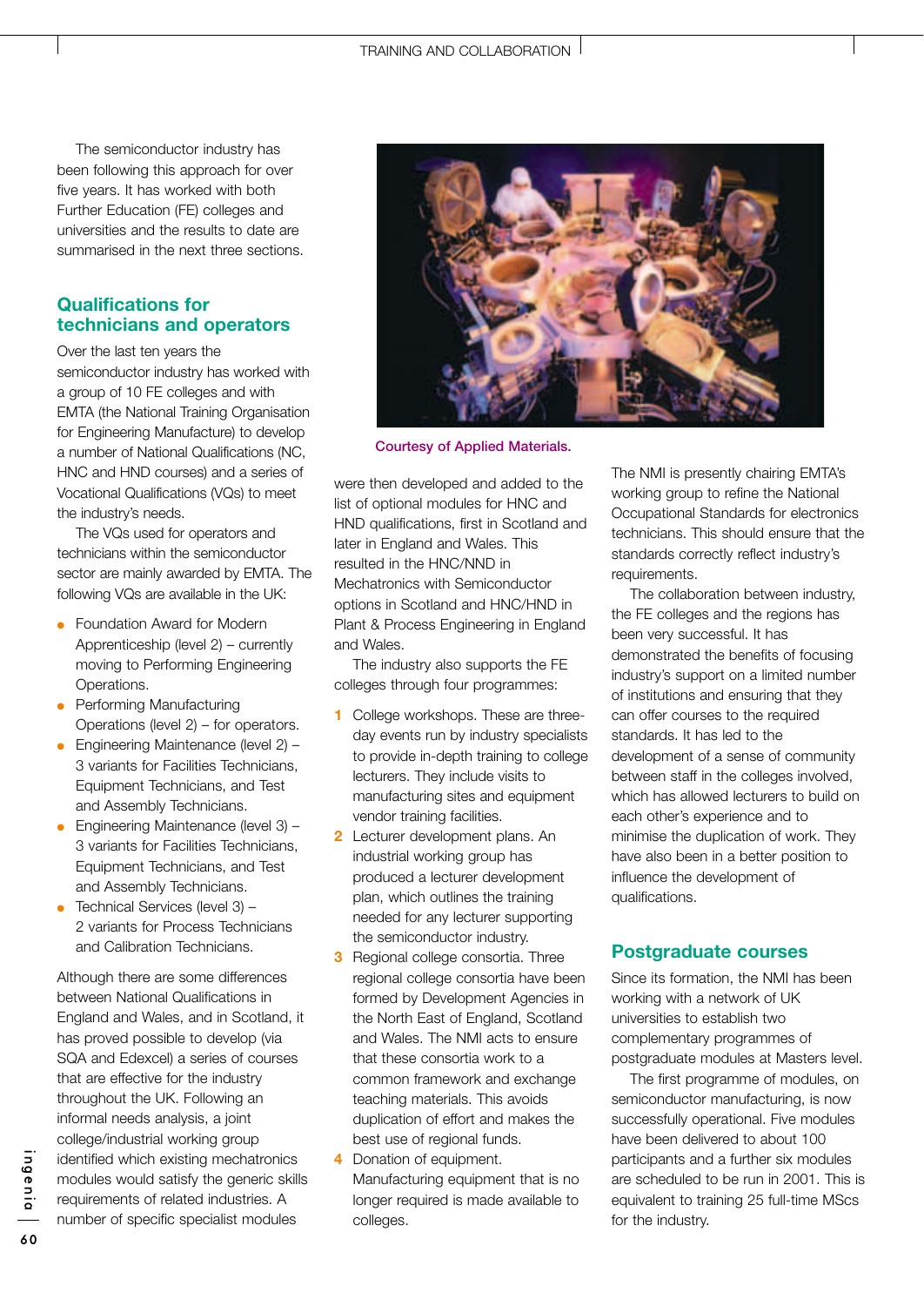The semiconductor industry has been following this approach for over five years. It has worked with both Further Education (FE) colleges and universities and the results to date are summarised in the next three sections.

## Qualifications for technicians and operators

Over the last ten years the semiconductor industry has worked with a group of 10 FE colleges and with EMTA (the National Training Organisation for Engineering Manufacture) to develop a number of National Qualifications (NC, HNC and HND courses) and a series of Vocational Qualifications (VQs) to meet the industry's needs.

The VQs used for operators and technicians within the semiconductor sector are mainly awarded by EMTA. The following VQs are available in the UK:

- Foundation Award for Modern Apprenticeship (level 2) – currently moving to Performing Engineering Operations.
- Performing Manufacturing Operations (level 2) – for operators.
- Engineering Maintenance (level 2) – 3 variants for Facilities Technicians, Equipment Technicians, and Test and Assembly Technicians.
- Engineering Maintenance (level 3) – 3 variants for Facilities Technicians, Equipment Technicians, and Test and Assembly Technicians.
- Technical Services (level 3) – 2 variants for Process Technicians and Calibration Technicians.

Although there are some differences between National Qualifications in England and Wales, and in Scotland, it has proved possible to develop (via SQA and Edexcel) a series of courses that are effective for the industry throughout the UK. Following an informal needs analysis, a joint college/industrial working group identified which existing mechatronics modules would satisfy the generic skills requirements of related industries. A number of specific specialist modules were then developed and added to the list of optional modules for HNC and HND qualifications, first in Scotland and later in England and Wales. This resulted in the HNC/NND in Mechatronics with Semiconductor options in Scotland and HNC/HND in Plant & Process Engineering in England and Wales.

Courtesy of Applied Materials.

The industry also supports the FE colleges through four programmes:

1. College workshops. These are three-day events run by industry specialists to provide in-depth training to college lecturers. They include visits to manufacturing sites and equipment vendor training facilities.
2. Lecturer development plans. An industrial working group has produced a lecturer development plan, which outlines the training needed for any lecturer supporting the semiconductor industry.
3. Regional college consortia. Three regional college consortia have been formed by Development Agencies in the North East of England, Scotland and Wales. The NMI acts to ensure that these consortia work to a common framework and exchange teaching materials. This avoids duplication of effort and makes the best use of regional funds.
4. Donation of equipment. Manufacturing equipment that is no longer required is made available to colleges.

The NMI is presently chairing EMTA's working group to refine the National Occupational Standards for electronics technicians. This should ensure that the standards correctly reflect industry's requirements.

The collaboration between industry, the FE colleges and the regions has been very successful. It has demonstrated the benefits of focusing industry's support on a limited number of institutions and ensuring that they can offer courses to the required standards. It has led to the development of a sense of community between staff in the colleges involved, which has allowed lecturers to build on each other's experience and to minimise the duplication of work. They have also been in a better position to influence the development of qualifications.

## Postgraduate courses

Since its formation, the NMI has been working with a network of UK universities to establish two complementary programmes of postgraduate modules at Masters level.

The first programme of modules, on semiconductor manufacturing, is now successfully operational. Five modules have been delivered to about 100 participants and a further six modules are scheduled to be run in 2001. This is equivalent to training 25 full-time MScs for the industry.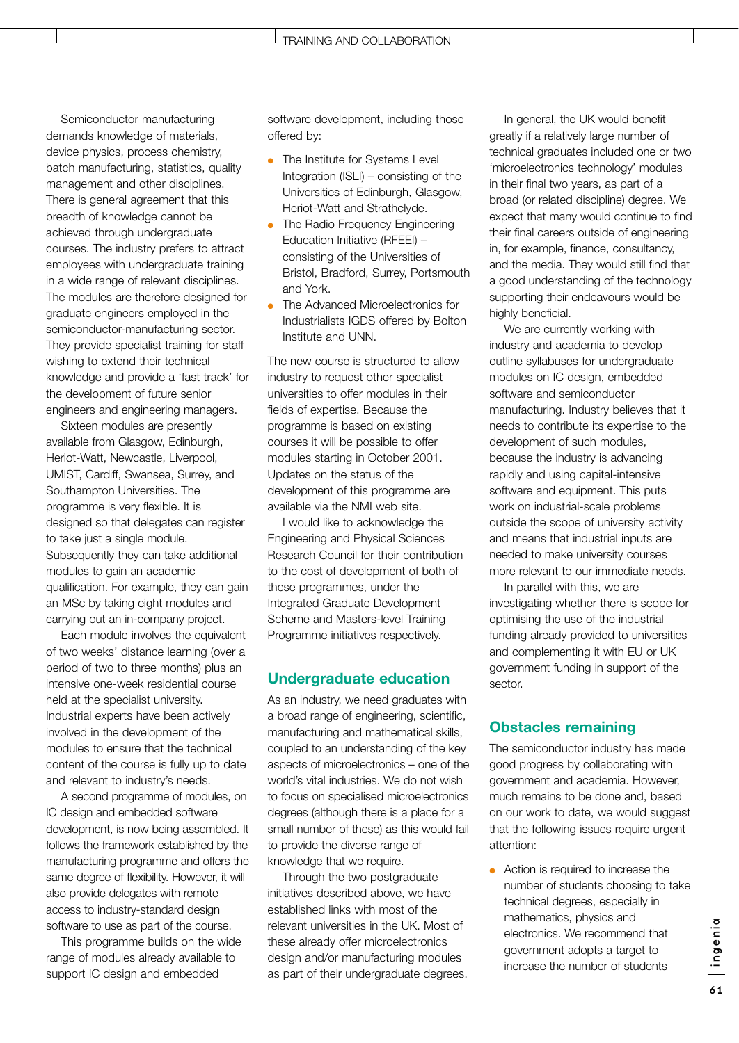Semiconductor manufacturing demands knowledge of materials, device physics, process chemistry, batch manufacturing, statistics, quality management and other disciplines. There is general agreement that this breadth of knowledge cannot be achieved through undergraduate courses. The industry prefers to attract employees with undergraduate training in a wide range of relevant disciplines. The modules are therefore designed for graduate engineers employed in the semiconductor-manufacturing sector. They provide specialist training for staff wishing to extend their technical knowledge and provide a 'fast track' for the development of future senior engineers and engineering managers.

Sixteen modules are presently available from Glasgow, Edinburgh, Heriot-Watt, Newcastle, Liverpool, UMIST, Cardiff, Swansea, Surrey, and Southampton Universities. The programme is very flexible. It is designed so that delegates can register to take just a single module. Subsequently they can take additional modules to gain an academic qualification. For example, they can gain an MSc by taking eight modules and carrying out an in-company project.

Each module involves the equivalent of two weeks' distance learning (over a period of two to three months) plus an intensive one-week residential course held at the specialist university. Industrial experts have been actively involved in the development of the modules to ensure that the technical content of the course is fully up to date and relevant to industry's needs.

A second programme of modules, on IC design and embedded software development, is now being assembled. It follows the framework established by the manufacturing programme and offers the same degree of flexibility. However, it will also provide delegates with remote access to industry-standard design software to use as part of the course.

This programme builds on the wide range of modules already available to support IC design and embedded software development, including those offered by:

- The Institute for Systems Level Integration (ISLI) – consisting of the Universities of Edinburgh, Glasgow, Heriot-Watt and Strathclyde.
- The Radio Frequency Engineering Education Initiative (RFEEI) – consisting of the Universities of Bristol, Bradford, Surrey, Portsmouth and York.
- The Advanced Microelectronics for Industrialists IGDS offered by Bolton Institute and UNN.

The new course is structured to allow industry to request other specialist universities to offer modules in their fields of expertise. Because the programme is based on existing courses it will be possible to offer modules starting in October 2001. Updates on the status of the development of this programme are available via the NMI web site.

I would like to acknowledge the Engineering and Physical Sciences Research Council for their contribution to the cost of development of both of these programmes, under the Integrated Graduate Development Scheme and Masters-level Training Programme initiatives respectively.

## Undergraduate education

As an industry, we need graduates with a broad range of engineering, scientific, manufacturing and mathematical skills, coupled to an understanding of the key aspects of microelectronics – one of the world's vital industries. We do not wish to focus on specialised microelectronics degrees (although there is a place for a small number of these) as this would fail to provide the diverse range of knowledge that we require.

Through the two postgraduate initiatives described above, we have established links with most of the relevant universities in the UK. Most of these already offer microelectronics design and/or manufacturing modules as part of their undergraduate degrees.

In general, the UK would benefit greatly if a relatively large number of technical graduates included one or two 'microelectronics technology' modules in their final two years, as part of a broad (or related discipline) degree. We expect that many would continue to find their final careers outside of engineering in, for example, finance, consultancy, and the media. They would still find that a good understanding of the technology supporting their endeavours would be highly beneficial.

We are currently working with industry and academia to develop outline syllabuses for undergraduate modules on IC design, embedded software and semiconductor manufacturing. Industry believes that it needs to contribute its expertise to the development of such modules, because the industry is advancing rapidly and using capital-intensive software and equipment. This puts work on industrial-scale problems outside the scope of university activity and means that industrial inputs are needed to make university courses more relevant to our immediate needs.

In parallel with this, we are investigating whether there is scope for optimising the use of the industrial funding already provided to universities and complementing it with EU or UK government funding in support of the sector.

## Obstacles remaining

The semiconductor industry has made good progress by collaborating with government and academia. However, much remains to be done and, based on our work to date, we would suggest that the following issues require urgent attention:

- Action is required to increase the number of students choosing to take technical degrees, especially in mathematics, physics and electronics. We recommend that government adopts a target to increase the number of students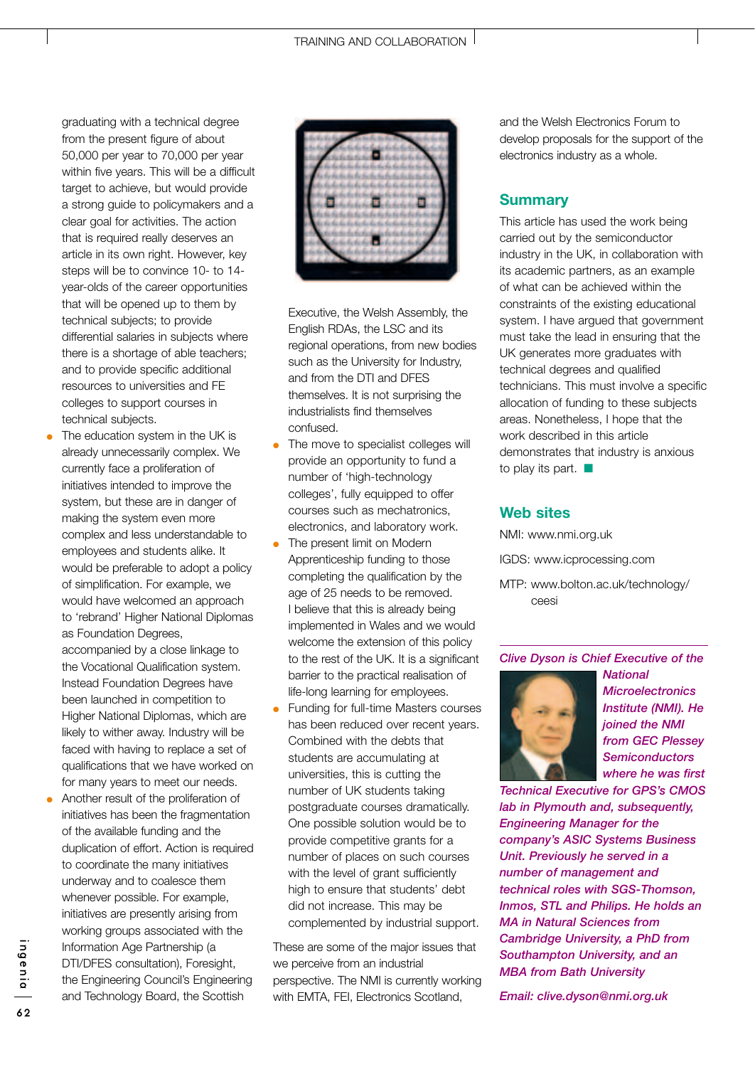graduating with a technical degree from the present figure of about 50,000 per year to 70,000 per year within five years. This will be a difficult target to achieve, but would provide a strong guide to policymakers and a clear goal for activities. The action that is required really deserves an article in its own right. However, key steps will be to convince 10- to 14-year-olds of the career opportunities that will be opened up to them by technical subjects; to provide differential salaries in subjects where there is a shortage of able teachers; and to provide specific additional resources to universities and FE colleges to support courses in technical subjects.

- The education system in the UK is already unnecessarily complex. We currently face a proliferation of initiatives intended to improve the system, but these are in danger of making the system even more complex and less understandable to employees and students alike. It would be preferable to adopt a policy of simplification. For example, we would have welcomed an approach to 'rebrand' Higher National Diplomas as Foundation Degrees, accompanied by a close linkage to the Vocational Qualification system. Instead Foundation Degrees have been launched in competition to Higher National Diplomas, which are likely to wither away. Industry will be faced with having to replace a set of qualifications that we have worked on for many years to meet our needs.
- Another result of the proliferation of initiatives has been the fragmentation of the available funding and the duplication of effort. Action is required to coordinate the many initiatives underway and to coalesce them whenever possible. For example, initiatives are presently arising from working groups associated with the Information Age Partnership (a DTI/DFES consultation), Foresight, the Engineering Council's Engineering and Technology Board, the Scottish Executive, the Welsh Assembly, the English RDAs, the LSC and its regional operations, from new bodies such as the University for Industry, and from the DTI and DFES themselves. It is not surprising the industrialists find themselves confused.
- The move to specialist colleges will provide an opportunity to fund a number of 'high-technology colleges', fully equipped to offer courses such as mechatronics, electronics, and laboratory work.
- The present limit on Modern Apprenticeship funding to those completing the qualification by the age of 25 needs to be removed. I believe that this is already being implemented in Wales and we would welcome the extension of this policy to the rest of the UK. It is a significant barrier to the practical realisation of life-long learning for employees.
- Funding for full-time Masters courses has been reduced over recent years. Combined with the debts that students are accumulating at universities, this is cutting the number of UK students taking postgraduate courses dramatically. One possible solution would be to provide competitive grants for a number of places on such courses with the level of grant sufficiently high to ensure that students' debt did not increase. This may be complemented by industrial support.

These are some of the major issues that we perceive from an industrial perspective. The NMI is currently working with EMTA, FEI, Electronics Scotland, and the Welsh Electronics Forum to develop proposals for the support of the electronics industry as a whole.

## Summary

This article has used the work being carried out by the semiconductor industry in the UK, in collaboration with its academic partners, as an example of what can be achieved within the constraints of the existing educational system. I have argued that government must take the lead in ensuring that the UK generates more graduates with technical degrees and qualified technicians. This must involve a specific allocation of funding to these subjects areas. Nonetheless, I hope that the work described in this article demonstrates that industry is anxious to play its part. ■

## Web sites

NMI: www.nmi.org.uk

IGDS: www.icprocessing.com

MTP: www.bolton.ac.uk/technology/ceesi

*Clive Dyson is Chief Executive of the National Microelectronics Institute (NMI). He joined the NMI from GEC Plessey Semiconductors where he was first Technical Executive for GPS's CMOS lab in Plymouth and, subsequently, Engineering Manager for the company's ASIC Systems Business Unit. Previously he served in a number of management and technical roles with SGS-Thomson, Inmos, STL and Philips. He holds an MA in Natural Sciences from Cambridge University, a PhD from Southampton University, and an MBA from Bath University*

*Email: clive.dyson@nmi.org.uk*